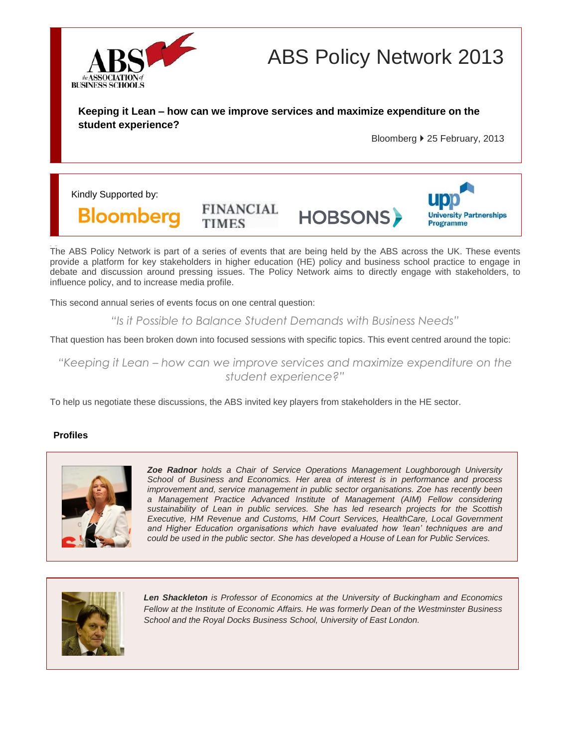# ABS Policy Network 2013

**Keeping it Lean – how can we improve services and maximize expenditure on the student experience?**

Bloomberg ▸ 25 February, 2013

Kindly Supported by:

Bloomberg FINANCIAL TIMES HOBSONS upp University Partnerships Programme

The ABS Policy Network is part of a series of events that are being held by the ABS across the UK. These events provide a platform for key stakeholders in higher education (HE) policy and business school practice to engage in debate and discussion around pressing issues. The Policy Network aims to directly engage with stakeholders, to influence policy, and to increase media profile.

This second annual series of events focus on one central question:

*"Is it Possible to Balance Student Demands with Business Needs"*

That question has been broken down into focused sessions with specific topics. This event centred around the topic:

*"Keeping it Lean – how can we improve services and maximize expenditure on the student experience?"*

To help us negotiate these discussions, the ABS invited key players from stakeholders in the HE sector.

## Profiles

***Zoe Radnor*** *holds a Chair of Service Operations Management Loughborough University School of Business and Economics. Her area of interest is in performance and process improvement and, service management in public sector organisations. Zoe has recently been a Management Practice Advanced Institute of Management (AIM) Fellow considering sustainability of Lean in public services. She has led research projects for the Scottish Executive, HM Revenue and Customs, HM Court Services, HealthCare, Local Government and Higher Education organisations which have evaluated how 'lean' techniques are and could be used in the public sector. She has developed a House of Lean for Public Services.*

***Len Shackleton*** *is Professor of Economics at the University of Buckingham and Economics Fellow at the Institute of Economic Affairs. He was formerly Dean of the Westminster Business School and the Royal Docks Business School, University of East London.*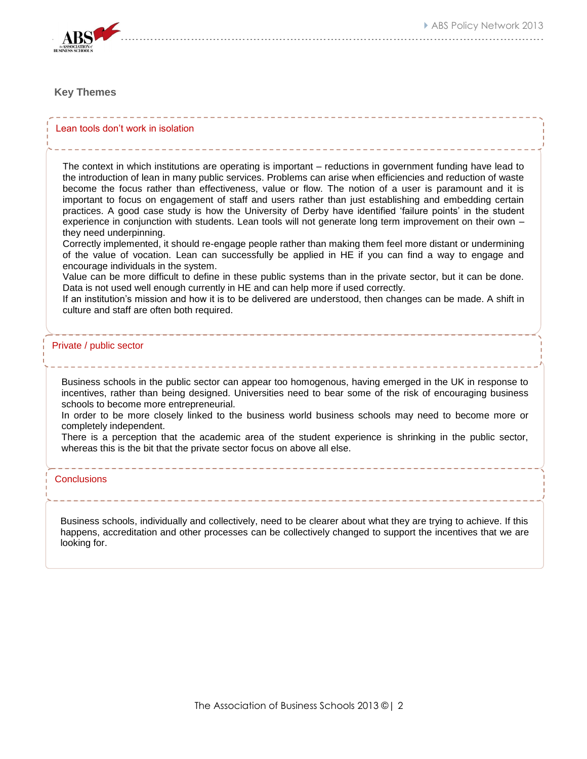## Key Themes

### Lean tools don't work in isolation

The context in which institutions are operating is important – reductions in government funding have lead to the introduction of lean in many public services. Problems can arise when efficiencies and reduction of waste become the focus rather than effectiveness, value or flow. The notion of a user is paramount and it is important to focus on engagement of staff and users rather than just establishing and embedding certain practices. A good case study is how the University of Derby have identified 'failure points' in the student experience in conjunction with students. Lean tools will not generate long term improvement on their own – they need underpinning.

Correctly implemented, it should re-engage people rather than making them feel more distant or undermining of the value of vocation. Lean can successfully be applied in HE if you can find a way to engage and encourage individuals in the system.

Value can be more difficult to define in these public systems than in the private sector, but it can be done. Data is not used well enough currently in HE and can help more if used correctly.

If an institution's mission and how it is to be delivered are understood, then changes can be made. A shift in culture and staff are often both required.

### Private / public sector

Business schools in the public sector can appear too homogenous, having emerged in the UK in response to incentives, rather than being designed. Universities need to bear some of the risk of encouraging business schools to become more entrepreneurial.

In order to be more closely linked to the business world business schools may need to become more or completely independent.

There is a perception that the academic area of the student experience is shrinking in the public sector, whereas this is the bit that the private sector focus on above all else.

### Conclusions

Business schools, individually and collectively, need to be clearer about what they are trying to achieve. If this happens, accreditation and other processes can be collectively changed to support the incentives that we are looking for.